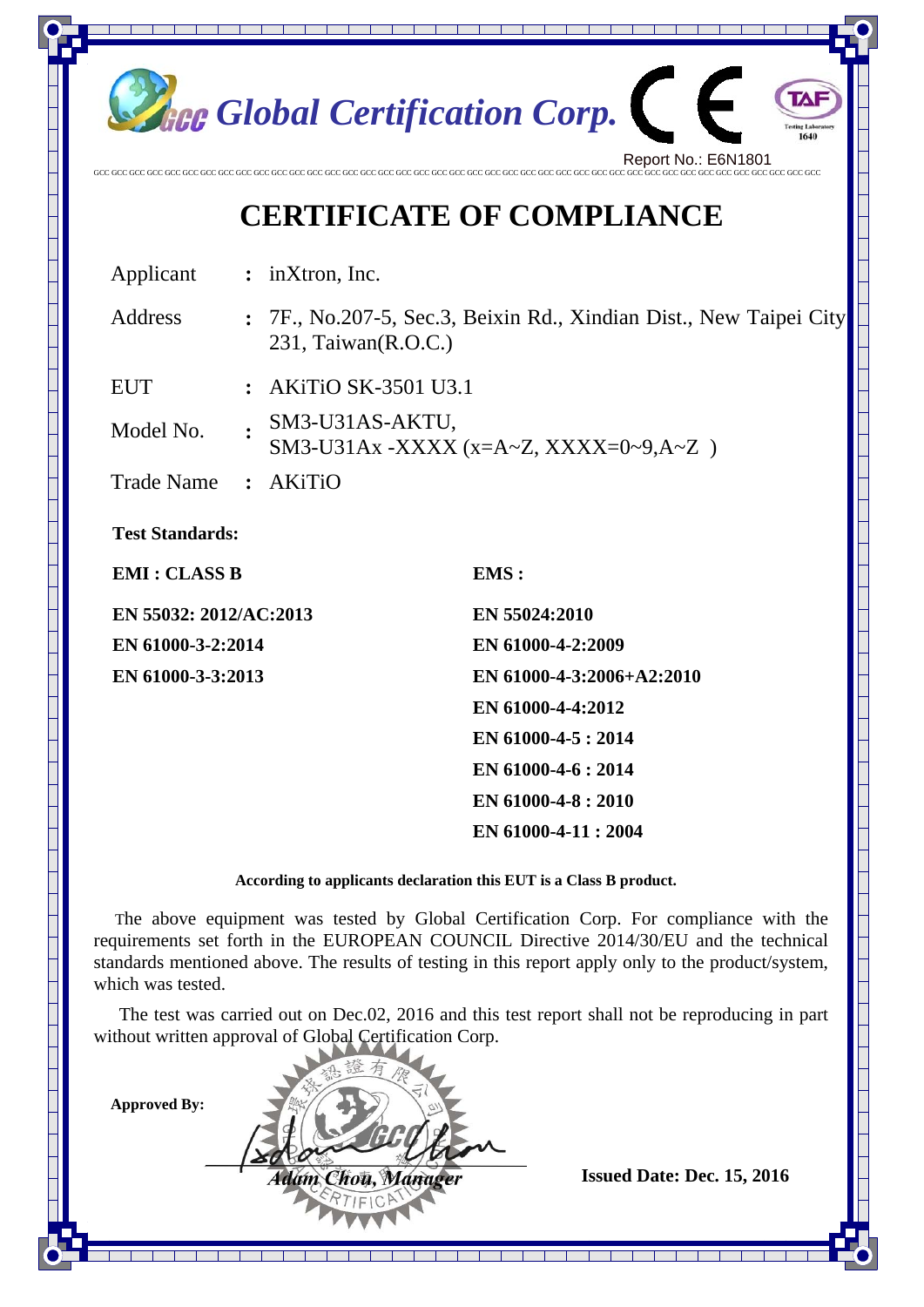Global Certification Corp.

Report No.: E6N1801

# CERTIFICATE OF COMPLIANCE

| | | |
|---|---|---|
| Applicant | : | inXtron, Inc. |
| Address | : | 7F., No.207-5, Sec.3, Beixin Rd., Xindian Dist., New Taipei City 231, Taiwan(R.O.C.) |
| EUT | : | AKiTiO SK-3501 U3.1 |
| Model No. | : | SM3-U31AS-AKTU, SM3-U31Ax -XXXX (x=A~Z, XXXX=0~9,A~Z ) |
| Trade Name | : | AKiTiO |

**Test Standards:**

| **EMI : CLASS B** | **EMS :** |
|---|---|
| **EN 55032: 2012/AC:2013** | **EN 55024:2010** |
| **EN 61000-3-2:2014** | **EN 61000-4-2:2009** |
| **EN 61000-3-3:2013** | **EN 61000-4-3:2006+A2:2010** |
| | **EN 61000-4-4:2012** |
| | **EN 61000-4-5 : 2014** |
| | **EN 61000-4-6 : 2014** |
| | **EN 61000-4-8 : 2010** |
| | **EN 61000-4-11 : 2004** |

**According to applicants declaration this EUT is a Class B product.**

The above equipment was tested by Global Certification Corp. For compliance with the requirements set forth in the EUROPEAN COUNCIL Directive 2014/30/EU and the technical standards mentioned above. The results of testing in this report apply only to the product/system, which was tested.

The test was carried out on Dec.02, 2016 and this test report shall not be reproducing in part without written approval of Global Certification Corp.

**Approved By:**

*Adam Chou, Manager*

**Issued Date: Dec. 15, 2016**